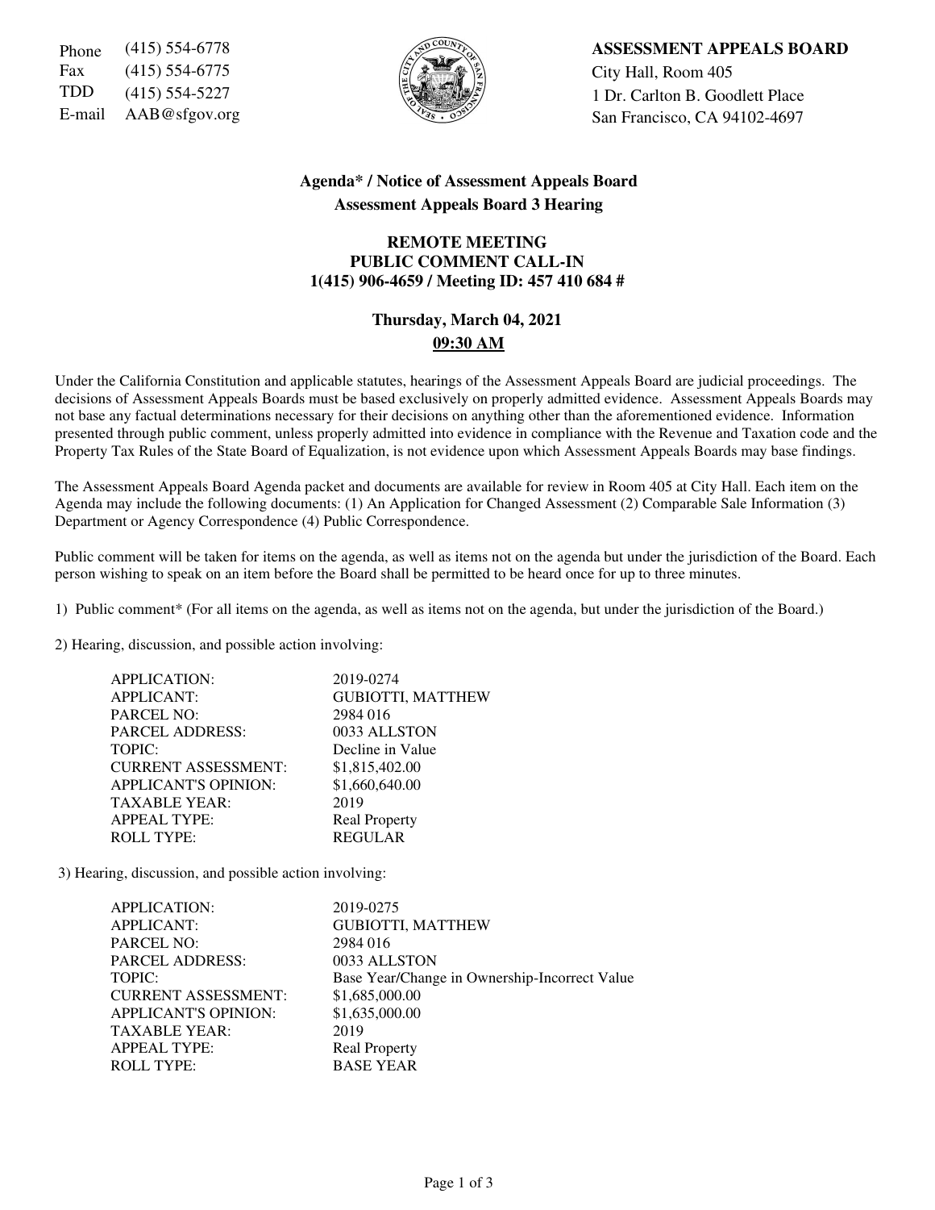Phone (415) 554-6778
Fax (415) 554-6775
TDD (415) 554-5227
E-mail AAB@sfgov.org

**ASSESSMENT APPEALS BOARD**
City Hall, Room 405
1 Dr. Carlton B. Goodlett Place
San Francisco, CA 94102-4697

## Agenda* / Notice of Assessment Appeals Board
## Assessment Appeals Board 3 Hearing

**REMOTE MEETING**
**PUBLIC COMMENT CALL-IN**
**1(415) 906-4659 / Meeting ID: 457 410 684 #**

**Thursday, March 04, 2021**
**09:30 AM**

Under the California Constitution and applicable statutes, hearings of the Assessment Appeals Board are judicial proceedings. The decisions of Assessment Appeals Boards must be based exclusively on properly admitted evidence. Assessment Appeals Boards may not base any factual determinations necessary for their decisions on anything other than the aforementioned evidence. Information presented through public comment, unless properly admitted into evidence in compliance with the Revenue and Taxation code and the Property Tax Rules of the State Board of Equalization, is not evidence upon which Assessment Appeals Boards may base findings.

The Assessment Appeals Board Agenda packet and documents are available for review in Room 405 at City Hall. Each item on the Agenda may include the following documents: (1) An Application for Changed Assessment (2) Comparable Sale Information (3) Department or Agency Correspondence (4) Public Correspondence.

Public comment will be taken for items on the agenda, as well as items not on the agenda but under the jurisdiction of the Board. Each person wishing to speak on an item before the Board shall be permitted to be heard once for up to three minutes.

1) Public comment* (For all items on the agenda, as well as items not on the agenda, but under the jurisdiction of the Board.)

2) Hearing, discussion, and possible action involving:

| | |
|---|---|
| APPLICATION: | 2019-0274 |
| APPLICANT: | GUBIOTTI, MATTHEW |
| PARCEL NO: | 2984 016 |
| PARCEL ADDRESS: | 0033 ALLSTON |
| TOPIC: | Decline in Value |
| CURRENT ASSESSMENT: | $1,815,402.00 |
| APPLICANT'S OPINION: | $1,660,640.00 |
| TAXABLE YEAR: | 2019 |
| APPEAL TYPE: | Real Property |
| ROLL TYPE: | REGULAR |

3) Hearing, discussion, and possible action involving:

| | |
|---|---|
| APPLICATION: | 2019-0275 |
| APPLICANT: | GUBIOTTI, MATTHEW |
| PARCEL NO: | 2984 016 |
| PARCEL ADDRESS: | 0033 ALLSTON |
| TOPIC: | Base Year/Change in Ownership-Incorrect Value |
| CURRENT ASSESSMENT: | $1,685,000.00 |
| APPLICANT'S OPINION: | $1,635,000.00 |
| TAXABLE YEAR: | 2019 |
| APPEAL TYPE: | Real Property |
| ROLL TYPE: | BASE YEAR |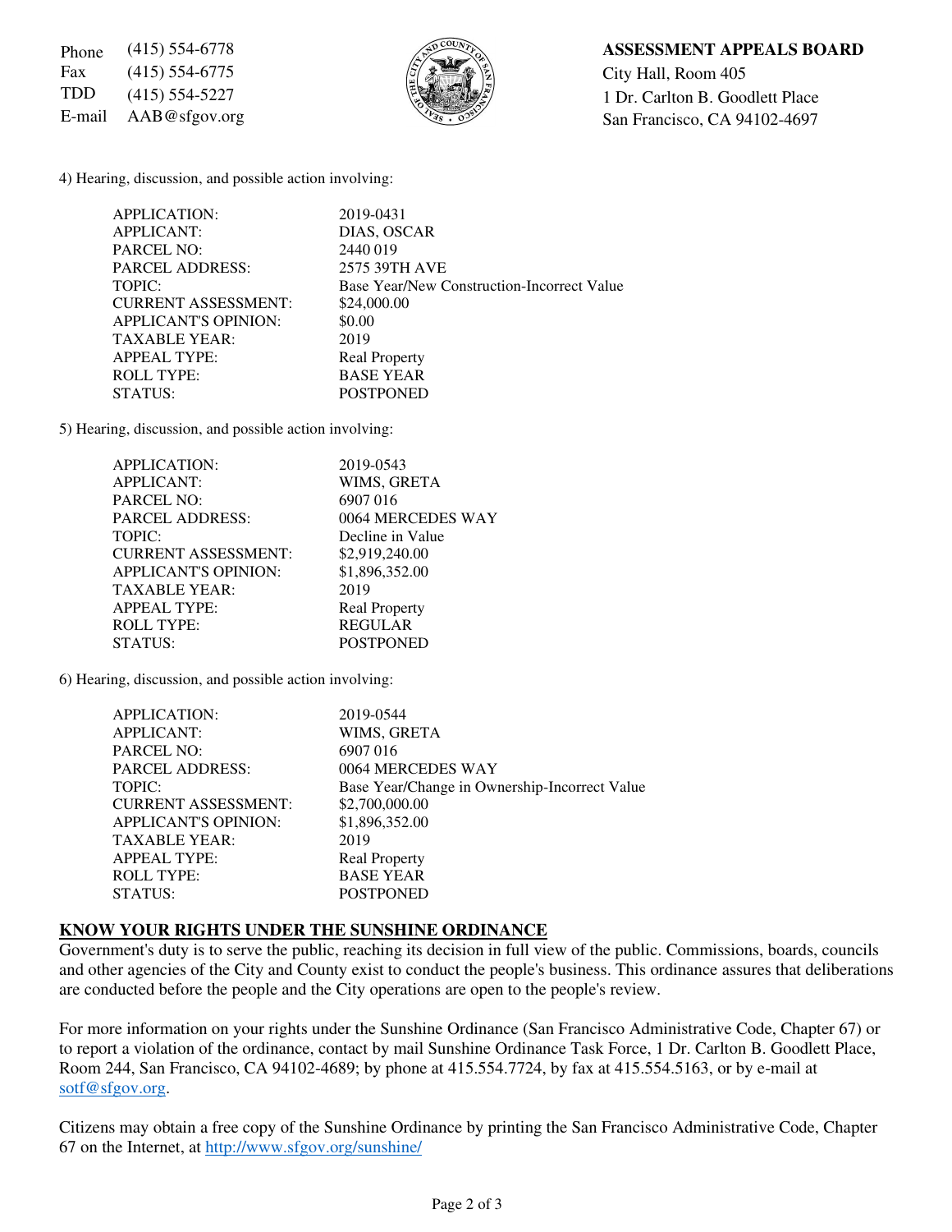Phone (415) 554-6778
Fax (415) 554-6775
TDD (415) 554-5227
E-mail AAB@sfgov.org

**ASSESSMENT APPEALS BOARD**
City Hall, Room 405
1 Dr. Carlton B. Goodlett Place
San Francisco, CA 94102-4697

4) Hearing, discussion, and possible action involving:

| | |
|---|---|
| APPLICATION: | 2019-0431 |
| APPLICANT: | DIAS, OSCAR |
| PARCEL NO: | 2440 019 |
| PARCEL ADDRESS: | 2575 39TH AVE |
| TOPIC: | Base Year/New Construction-Incorrect Value |
| CURRENT ASSESSMENT: | $24,000.00 |
| APPLICANT'S OPINION: | $0.00 |
| TAXABLE YEAR: | 2019 |
| APPEAL TYPE: | Real Property |
| ROLL TYPE: | BASE YEAR |
| STATUS: | POSTPONED |

5) Hearing, discussion, and possible action involving:

| | |
|---|---|
| APPLICATION: | 2019-0543 |
| APPLICANT: | WIMS, GRETA |
| PARCEL NO: | 6907 016 |
| PARCEL ADDRESS: | 0064 MERCEDES WAY |
| TOPIC: | Decline in Value |
| CURRENT ASSESSMENT: | $2,919,240.00 |
| APPLICANT'S OPINION: | $1,896,352.00 |
| TAXABLE YEAR: | 2019 |
| APPEAL TYPE: | Real Property |
| ROLL TYPE: | REGULAR |
| STATUS: | POSTPONED |

6) Hearing, discussion, and possible action involving:

| | |
|---|---|
| APPLICATION: | 2019-0544 |
| APPLICANT: | WIMS, GRETA |
| PARCEL NO: | 6907 016 |
| PARCEL ADDRESS: | 0064 MERCEDES WAY |
| TOPIC: | Base Year/Change in Ownership-Incorrect Value |
| CURRENT ASSESSMENT: | $2,700,000.00 |
| APPLICANT'S OPINION: | $1,896,352.00 |
| TAXABLE YEAR: | 2019 |
| APPEAL TYPE: | Real Property |
| ROLL TYPE: | BASE YEAR |
| STATUS: | POSTPONED |

## KNOW YOUR RIGHTS UNDER THE SUNSHINE ORDINANCE

Government's duty is to serve the public, reaching its decision in full view of the public. Commissions, boards, councils and other agencies of the City and County exist to conduct the people's business. This ordinance assures that deliberations are conducted before the people and the City operations are open to the people's review.

For more information on your rights under the Sunshine Ordinance (San Francisco Administrative Code, Chapter 67) or to report a violation of the ordinance, contact by mail Sunshine Ordinance Task Force, 1 Dr. Carlton B. Goodlett Place, Room 244, San Francisco, CA 94102-4689; by phone at 415.554.7724, by fax at 415.554.5163, or by e-mail at sotf@sfgov.org.

Citizens may obtain a free copy of the Sunshine Ordinance by printing the San Francisco Administrative Code, Chapter 67 on the Internet, at http://www.sfgov.org/sunshine/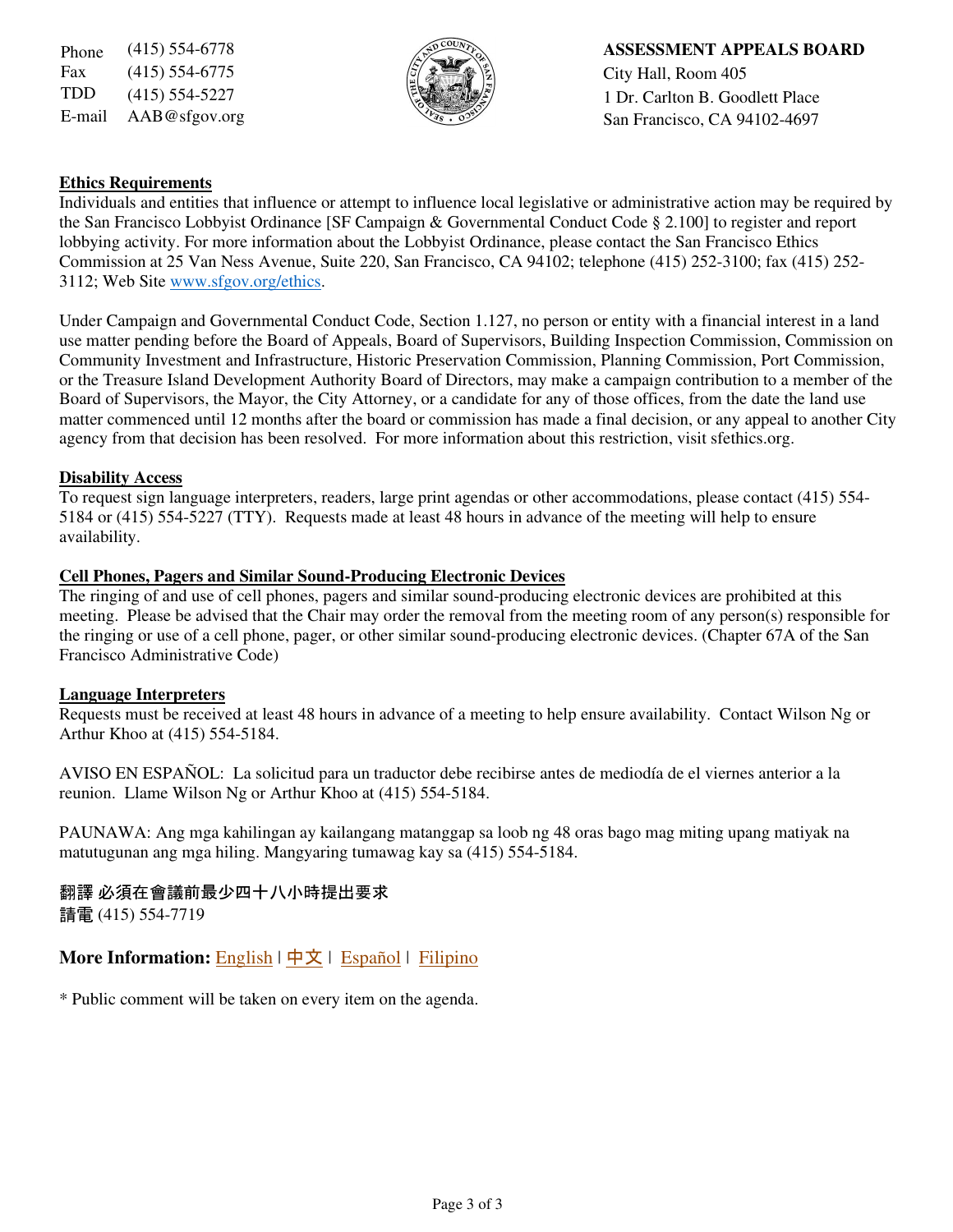Phone (415) 554-6778
Fax (415) 554-6775
TDD (415) 554-5227
E-mail AAB@sfgov.org

**ASSESSMENT APPEALS BOARD**
City Hall, Room 405
1 Dr. Carlton B. Goodlett Place
San Francisco, CA 94102-4697

## Ethics Requirements

Individuals and entities that influence or attempt to influence local legislative or administrative action may be required by the San Francisco Lobbyist Ordinance [SF Campaign & Governmental Conduct Code § 2.100] to register and report lobbying activity. For more information about the Lobbyist Ordinance, please contact the San Francisco Ethics Commission at 25 Van Ness Avenue, Suite 220, San Francisco, CA 94102; telephone (415) 252-3100; fax (415) 252-3112; Web Site www.sfgov.org/ethics.

Under Campaign and Governmental Conduct Code, Section 1.127, no person or entity with a financial interest in a land use matter pending before the Board of Appeals, Board of Supervisors, Building Inspection Commission, Commission on Community Investment and Infrastructure, Historic Preservation Commission, Planning Commission, Port Commission, or the Treasure Island Development Authority Board of Directors, may make a campaign contribution to a member of the Board of Supervisors, the Mayor, the City Attorney, or a candidate for any of those offices, from the date the land use matter commenced until 12 months after the board or commission has made a final decision, or any appeal to another City agency from that decision has been resolved. For more information about this restriction, visit sfethics.org.

## Disability Access

To request sign language interpreters, readers, large print agendas or other accommodations, please contact (415) 554-5184 or (415) 554-5227 (TTY). Requests made at least 48 hours in advance of the meeting will help to ensure availability.

## Cell Phones, Pagers and Similar Sound-Producing Electronic Devices

The ringing of and use of cell phones, pagers and similar sound-producing electronic devices are prohibited at this meeting. Please be advised that the Chair may order the removal from the meeting room of any person(s) responsible for the ringing or use of a cell phone, pager, or other similar sound-producing electronic devices. (Chapter 67A of the San Francisco Administrative Code)

## Language Interpreters

Requests must be received at least 48 hours in advance of a meeting to help ensure availability. Contact Wilson Ng or Arthur Khoo at (415) 554-5184.

AVISO EN ESPAÑOL: La solicitud para un traductor debe recibirse antes de mediodía de el viernes anterior a la reunion. Llame Wilson Ng or Arthur Khoo at (415) 554-5184.

PAUNAWA: Ang mga kahilingan ay kailangang matanggap sa loob ng 48 oras bago mag miting upang matiyak na matutugunan ang mga hiling. Mangyaring tumawag kay sa (415) 554-5184.

**翻譯 必須在會議前最少四十八小時提出要求**
請電 (415) 554-7719

**More Information:** English | 中文 | Español | Filipino

* Public comment will be taken on every item on the agenda.